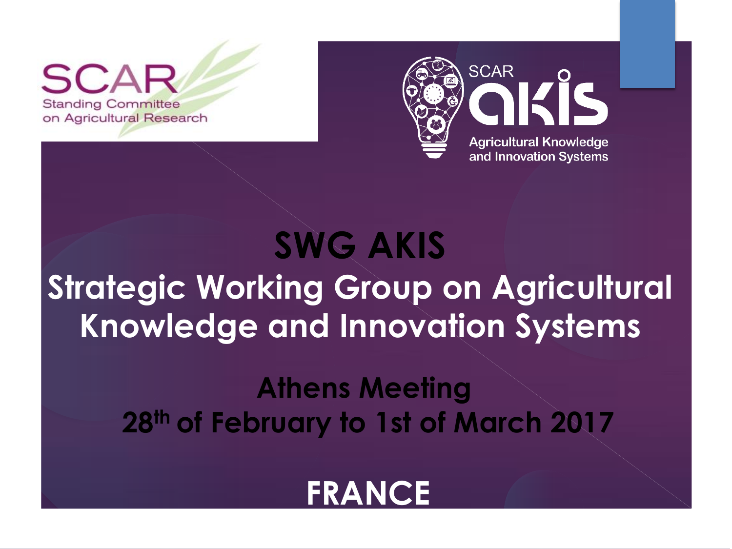SCAR

Standing Committee on Agricultural Research

SCAR akis

Agricultural Knowledge and Innovation Systems

# SWG AKIS

## Strategic Working Group on Agricultural Knowledge and Innovation Systems

### Athens Meeting

### 28th of February to 1st of March 2017

## FRANCE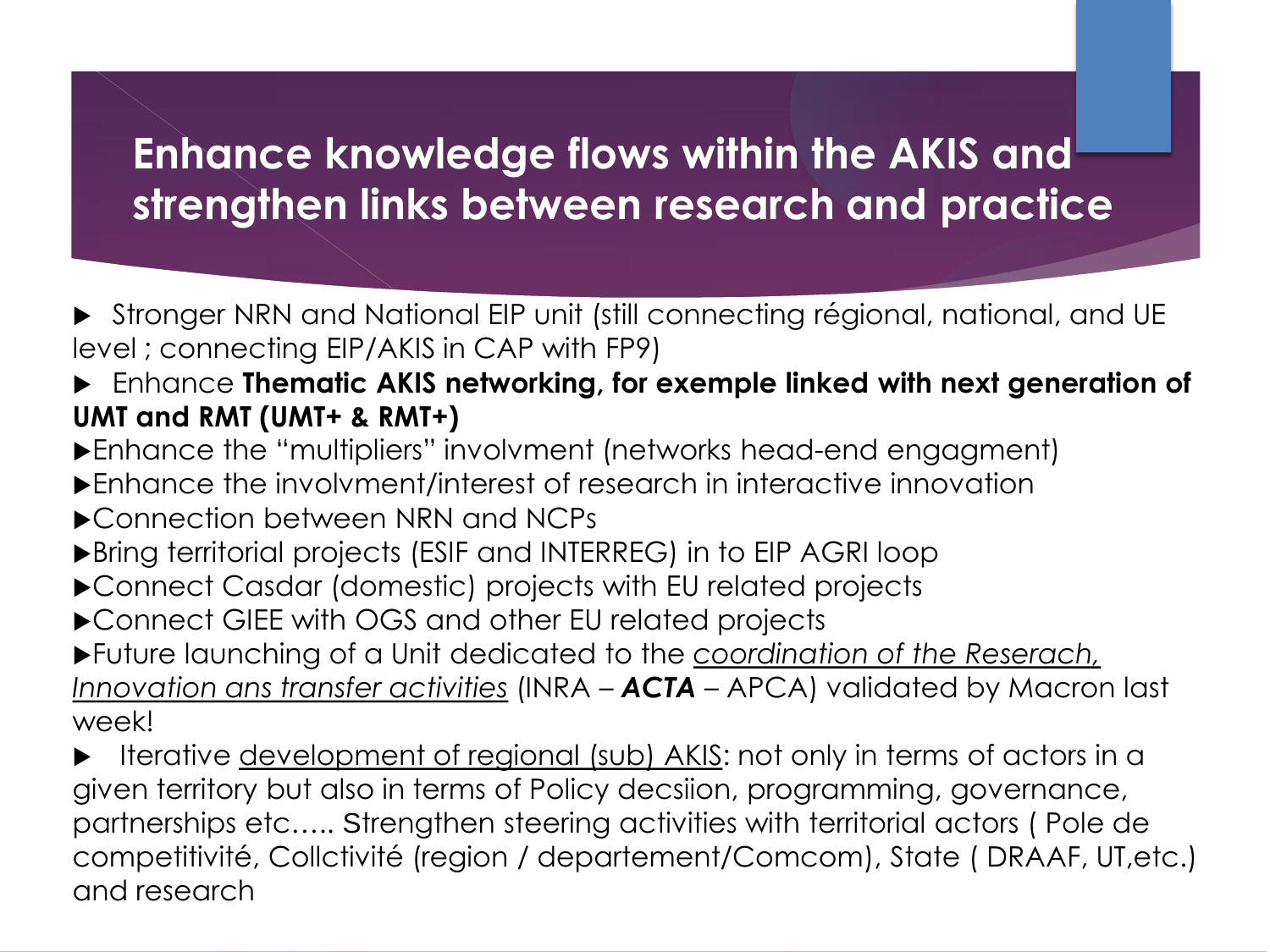# Enhance knowledge flows within the AKIS and strengthen links between research and practice

- Stronger NRN and National EIP unit (still connecting régional, national, and UE level ; connecting EIP/AKIS in CAP with FP9)
- Enhance **Thematic AKIS networking, for exemple linked with next generation of UMT and RMT (UMT+ & RMT+)**
- Enhance the "multipliers" involvment (networks head-end engagment)
- Enhance the involvment/interest of research in interactive innovation
- Connection between NRN and NCPs
- Bring territorial projects (ESIF and INTERREG) in to EIP AGRI loop
- Connect Casdar (domestic) projects with EU related projects
- Connect GIEE with OGS and other EU related projects
- Future launching of a Unit dedicated to the coordination of the Reserach, Innovation ans transfer activities (INRA – ***ACTA*** – APCA) validated by Macron last week!
- Iterative development of regional (sub) AKIS: not only in terms of actors in a given territory but also in terms of Policy decsiion, programming, governance, partnerships etc….. Strengthen steering activities with territorial actors ( Pole de competitivité, Collctivité (region / departement/Comcom), State ( DRAAF, UT,etc.) and research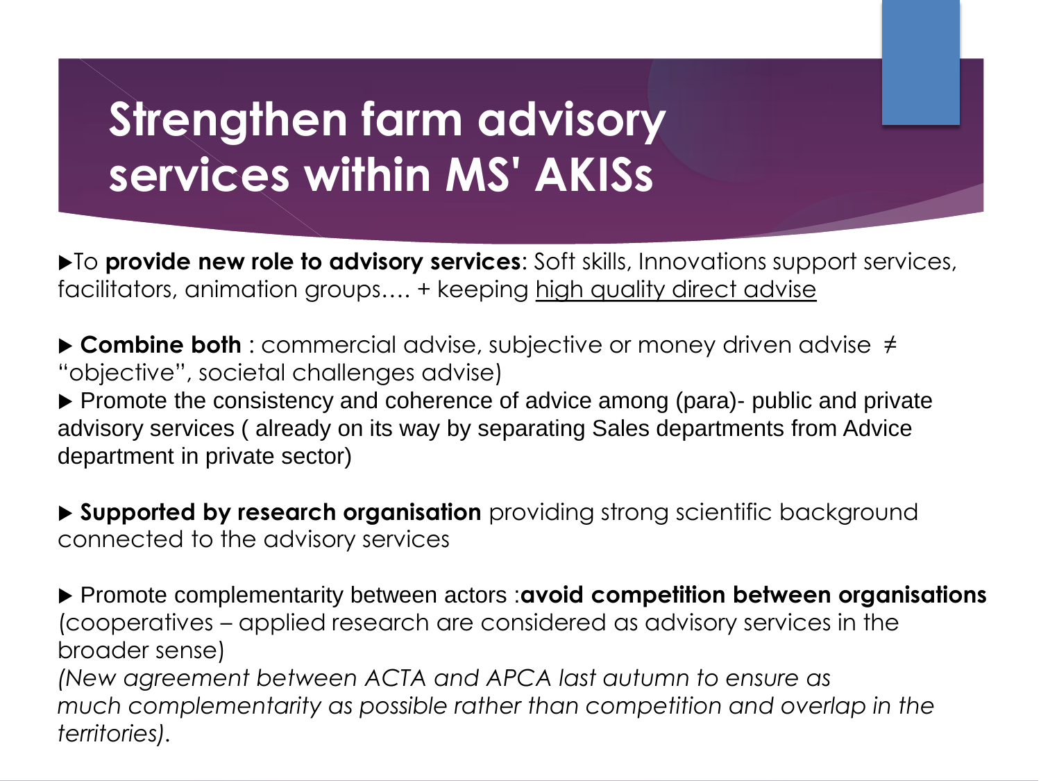# Strengthen farm advisory services within MS' AKISs

▶To **provide new role to advisory services**: Soft skills, Innovations support services, facilitators, animation groups…. + keeping <u>high quality direct advise</u>

▶ **Combine both** : commercial advise, subjective or money driven advise ≠ "objective", societal challenges advise)

▶ Promote the consistency and coherence of advice among (para)- public and private advisory services ( already on its way by separating Sales departments from Advice department in private sector)

▶ **Supported by research organisation** providing strong scientific background connected to the advisory services

▶ Promote complementarity between actors :**avoid competition between organisations** (cooperatives – applied research are considered as advisory services in the broader sense)

*(New agreement between ACTA and APCA last autumn to ensure as much complementarity as possible rather than competition and overlap in the territories).*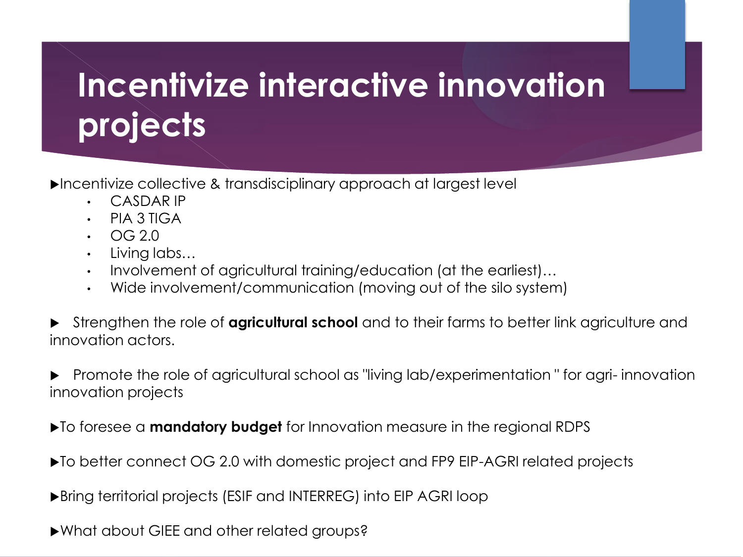# Incentivize interactive innovation projects

- Incentivize collective & transdisciplinary approach at largest level
  - CASDAR IP
  - PIA 3 TIGA
  - OG 2.0
  - Living labs…
  - Involvement of agricultural training/education (at the earliest)…
  - Wide involvement/communication (moving out of the silo system)

- Strengthen the role of **agricultural school** and to their farms to better link agriculture and innovation actors.

- Promote the role of agricultural school as "living lab/experimentation " for agri- innovation innovation projects

- To foresee a **mandatory budget** for Innovation measure in the regional RDPS

- To better connect OG 2.0 with domestic project and FP9 EIP-AGRI related projects

- Bring territorial projects (ESIF and INTERREG) into EIP AGRI loop

- What about GIEE and other related groups?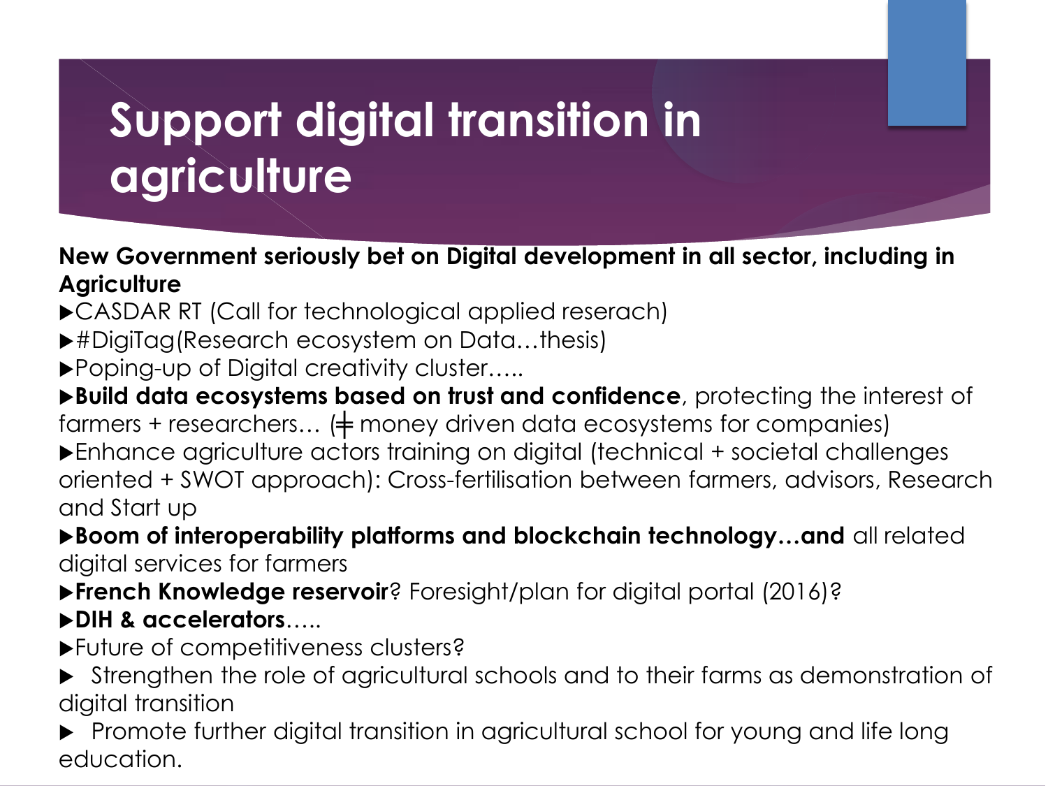# Support digital transition in agriculture

**New Government seriously bet on Digital development in all sector, including in Agriculture**

- CASDAR RT (Call for technological applied reserach)
- #DigiTag(Research ecosystem on Data…thesis)
- Poping-up of Digital creativity cluster…..
- **Build data ecosystems based on trust and confidence**, protecting the interest of farmers + researchers… (≠ money driven data ecosystems for companies)
- Enhance agriculture actors training on digital (technical + societal challenges oriented + SWOT approach): Cross-fertilisation between farmers, advisors, Research and Start up
- **Boom of interoperability platforms and blockchain technology…and** all related digital services for farmers
- **French Knowledge reservoir**? Foresight/plan for digital portal (2016)?
- **DIH & accelerators**…..
- Future of competitiveness clusters?
- Strengthen the role of agricultural schools and to their farms as demonstration of digital transition
- Promote further digital transition in agricultural school for young and life long education.